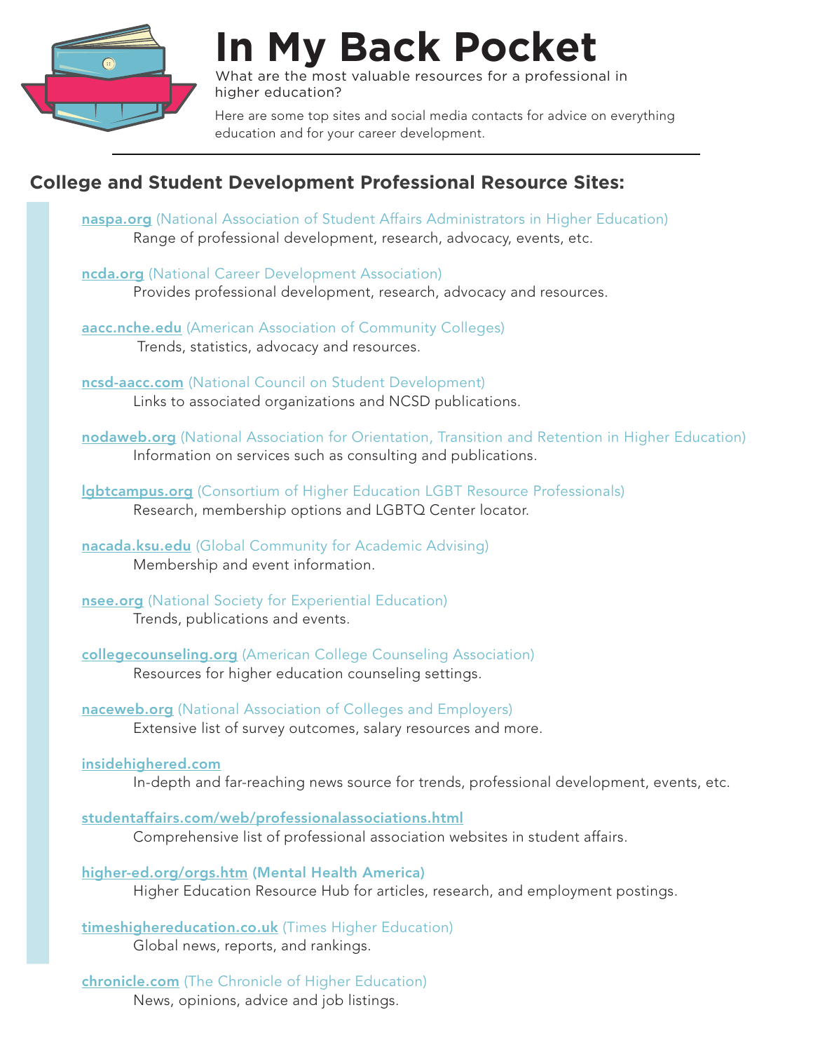# In My Back Pocket

What are the most valuable resources for a professional in higher education?

Here are some top sites and social media contacts for advice on everything education and for your career development.

## College and Student Development Professional Resource Sites:

**naspa.org** (National Association of Student Affairs Administrators in Higher Education)
Range of professional development, research, advocacy, events, etc.

**ncda.org** (National Career Development Association)
Provides professional development, research, advocacy and resources.

**aacc.nche.edu** (American Association of Community Colleges)
Trends, statistics, advocacy and resources.

**ncsd-aacc.com** (National Council on Student Development)
Links to associated organizations and NCSD publications.

**nodaweb.org** (National Association for Orientation, Transition and Retention in Higher Education)
Information on services such as consulting and publications.

**lgbtcampus.org** (Consortium of Higher Education LGBT Resource Professionals)
Research, membership options and LGBTQ Center locator.

**nacada.ksu.edu** (Global Community for Academic Advising)
Membership and event information.

**nsee.org** (National Society for Experiential Education)
Trends, publications and events.

**collegecounseling.org** (American College Counseling Association)
Resources for higher education counseling settings.

**naceweb.org** (National Association of Colleges and Employers)
Extensive list of survey outcomes, salary resources and more.

**insidehighered.com**
In-depth and far-reaching news source for trends, professional development, events, etc.

**studentaffairs.com/web/professionalassociations.html**
Comprehensive list of professional association websites in student affairs.

**higher-ed.org/orgs.htm** **(Mental Health America)**
Higher Education Resource Hub for articles, research, and employment postings.

**timeshighereducation.co.uk** (Times Higher Education)
Global news, reports, and rankings.

**chronicle.com** (The Chronicle of Higher Education)
News, opinions, advice and job listings.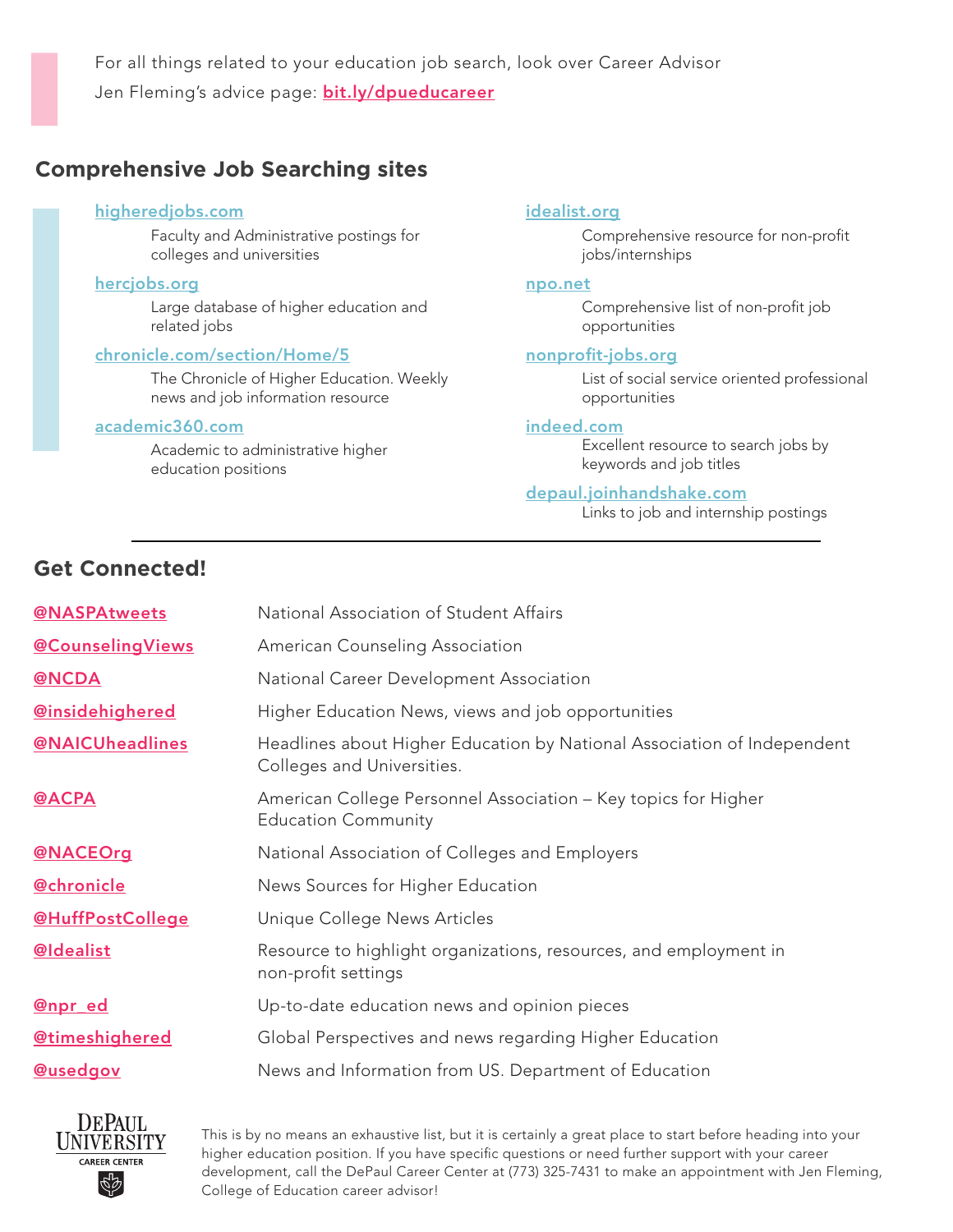For all things related to your education job search, look over Career Advisor Jen Fleming's advice page: **bit.ly/dpueducareer**

## Comprehensive Job Searching sites

**higheredjobs.com**
Faculty and Administrative postings for colleges and universities

**hercjobs.org**
Large database of higher education and related jobs

**chronicle.com/section/Home/5**
The Chronicle of Higher Education. Weekly news and job information resource

**academic360.com**
Academic to administrative higher education positions

**idealist.org**
Comprehensive resource for non-profit jobs/internships

**npo.net**
Comprehensive list of non-profit job opportunities

**nonprofit-jobs.org**
List of social service oriented professional opportunities

**indeed.com**
Excellent resource to search jobs by keywords and job titles

**depaul.joinhandshake.com**
Links to job and internship postings

---

## Get Connected!

| | |
|---|---|
| **@NASPAtweets** | National Association of Student Affairs |
| **@CounselingViews** | American Counseling Association |
| **@NCDA** | National Career Development Association |
| **@insidehighered** | Higher Education News, views and job opportunities |
| **@NAICUheadlines** | Headlines about Higher Education by National Association of Independent Colleges and Universities. |
| **@ACPA** | American College Personnel Association – Key topics for Higher Education Community |
| **@NACEOrg** | National Association of Colleges and Employers |
| **@chronicle** | News Sources for Higher Education |
| **@HuffPostCollege** | Unique College News Articles |
| **@Idealist** | Resource to highlight organizations, resources, and employment in non-profit settings |
| **@npr_ed** | Up-to-date education news and opinion pieces |
| **@timeshighered** | Global Perspectives and news regarding Higher Education |
| **@usedgov** | News and Information from US. Department of Education |

DePaul University Career Center

This is by no means an exhaustive list, but it is certainly a great place to start before heading into your higher education position. If you have specific questions or need further support with your career development, call the DePaul Career Center at (773) 325-7431 to make an appointment with Jen Fleming, College of Education career advisor!